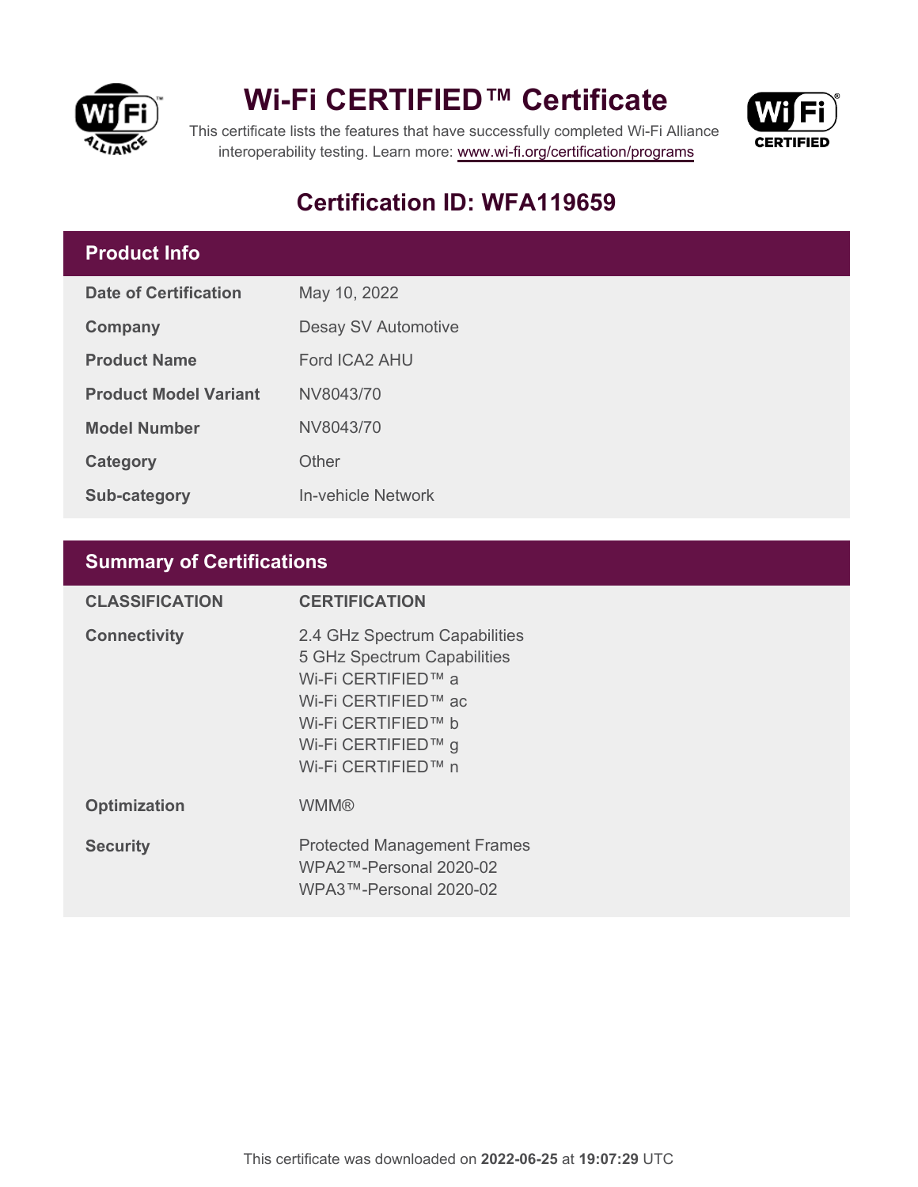# Wi-Fi CERTIFIED™ Certificate

This certificate lists the features that have successfully completed Wi-Fi Alliance interoperability testing. Learn more: www.wi-fi.org/certification/programs

## Certification ID: WFA119659

## Product Info

| | |
|---|---|
| **Date of Certification** | May 10, 2022 |
| **Company** | Desay SV Automotive |
| **Product Name** | Ford ICA2 AHU |
| **Product Model Variant** | NV8043/70 |
| **Model Number** | NV8043/70 |
| **Category** | Other |
| **Sub-category** | In-vehicle Network |

## Summary of Certifications

| CLASSIFICATION | CERTIFICATION |
|---|---|
| **Connectivity** | 2.4 GHz Spectrum Capabilities<br>5 GHz Spectrum Capabilities<br>Wi-Fi CERTIFIED™ a<br>Wi-Fi CERTIFIED™ ac<br>Wi-Fi CERTIFIED™ b<br>Wi-Fi CERTIFIED™ g<br>Wi-Fi CERTIFIED™ n |
| **Optimization** | WMM® |
| **Security** | Protected Management Frames<br>WPA2™-Personal 2020-02<br>WPA3™-Personal 2020-02 |

This certificate was downloaded on **2022-06-25** at **19:07:29** UTC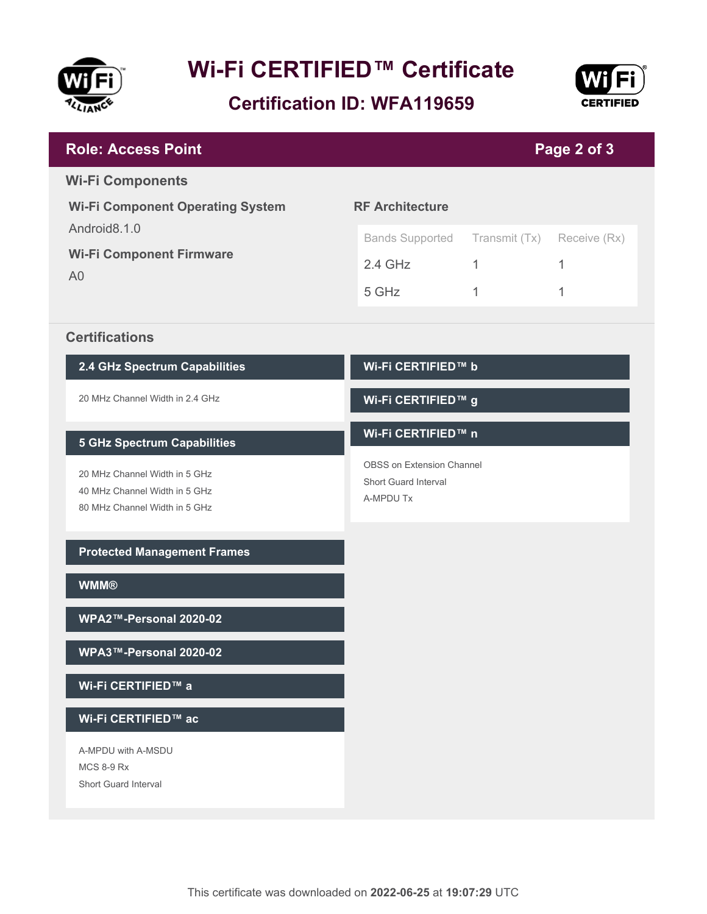# Wi-Fi CERTIFIED™ Certificate

## Certification ID: WFA119659

**Role: Access Point**

## Wi-Fi Components

### Wi-Fi Component Operating System

Android8.1.0

### Wi-Fi Component Firmware

A0

### RF Architecture

| Bands Supported | Transmit (Tx) | Receive (Rx) |
| --- | --- | --- |
| 2.4 GHz | 1 | 1 |
| 5 GHz | 1 | 1 |

## Certifications

### 2.4 GHz Spectrum Capabilities

- 20 MHz Channel Width in 2.4 GHz

### 5 GHz Spectrum Capabilities

- 20 MHz Channel Width in 5 GHz
- 40 MHz Channel Width in 5 GHz
- 80 MHz Channel Width in 5 GHz

### Protected Management Frames

### WMM®

### WPA2™-Personal 2020-02

### WPA3™-Personal 2020-02

### Wi-Fi CERTIFIED™ a

### Wi-Fi CERTIFIED™ ac

- A-MPDU with A-MSDU
- MCS 8-9 Rx
- Short Guard Interval

### Wi-Fi CERTIFIED™ b

### Wi-Fi CERTIFIED™ g

### Wi-Fi CERTIFIED™ n

- OBSS on Extension Channel
- Short Guard Interval
- A-MPDU Tx

This certificate was downloaded on **2022-06-25** at **19:07:29** UTC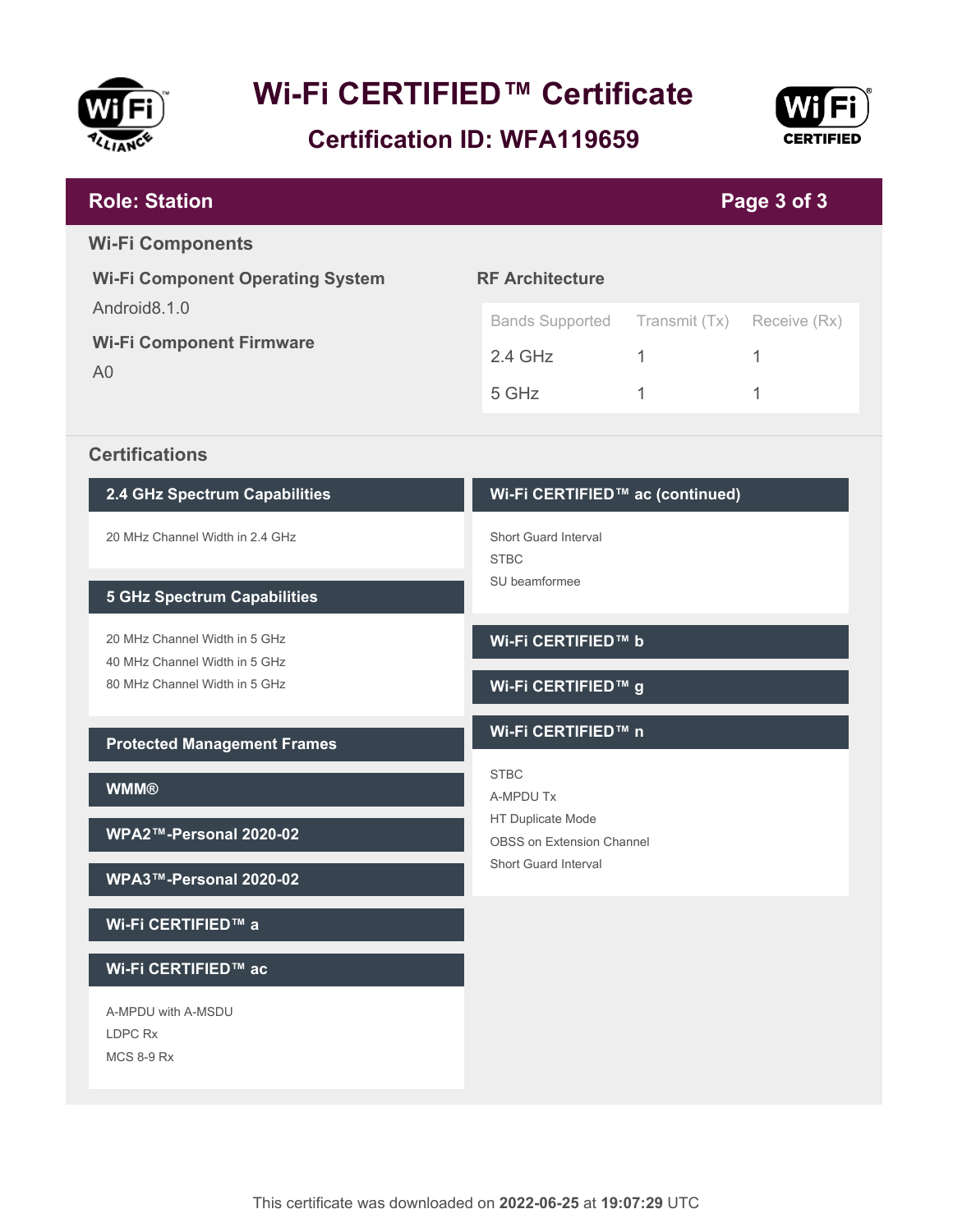# Wi-Fi CERTIFIED™ Certificate

## Certification ID: WFA119659

**Role: Station**

## Wi-Fi Components

### Wi-Fi Component Operating System

Android8.1.0

### Wi-Fi Component Firmware

A0

### RF Architecture

| Bands Supported | Transmit (Tx) | Receive (Rx) |
|---|---|---|
| 2.4 GHz | 1 | 1 |
| 5 GHz | 1 | 1 |

## Certifications

### 2.4 GHz Spectrum Capabilities

- 20 MHz Channel Width in 2.4 GHz

### 5 GHz Spectrum Capabilities

- 20 MHz Channel Width in 5 GHz
- 40 MHz Channel Width in 5 GHz
- 80 MHz Channel Width in 5 GHz

### Protected Management Frames

### WMM®

### WPA2™-Personal 2020-02

### WPA3™-Personal 2020-02

### Wi-Fi CERTIFIED™ a

### Wi-Fi CERTIFIED™ ac

- A-MPDU with A-MSDU
- LDPC Rx
- MCS 8-9 Rx

### Wi-Fi CERTIFIED™ ac (continued)

- Short Guard Interval
- STBC
- SU beamformee

### Wi-Fi CERTIFIED™ b

### Wi-Fi CERTIFIED™ g

### Wi-Fi CERTIFIED™ n

- STBC
- A-MPDU Tx
- HT Duplicate Mode
- OBSS on Extension Channel
- Short Guard Interval

This certificate was downloaded on **2022-06-25** at **19:07:29** UTC